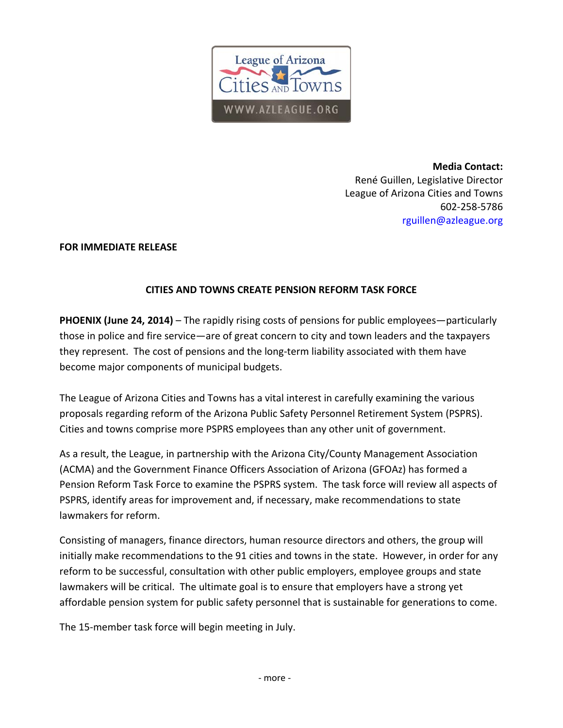League of Arizona Cities and Towns
WWW.AZLEAGUE.ORG

**Media Contact:**
René Guillen, Legislative Director
League of Arizona Cities and Towns
602-258-5786
rguillen@azleague.org

**FOR IMMEDIATE RELEASE**

## CITIES AND TOWNS CREATE PENSION REFORM TASK FORCE

**PHOENIX (June 24, 2014)** – The rapidly rising costs of pensions for public employees—particularly those in police and fire service—are of great concern to city and town leaders and the taxpayers they represent. The cost of pensions and the long-term liability associated with them have become major components of municipal budgets.

The League of Arizona Cities and Towns has a vital interest in carefully examining the various proposals regarding reform of the Arizona Public Safety Personnel Retirement System (PSPRS). Cities and towns comprise more PSPRS employees than any other unit of government.

As a result, the League, in partnership with the Arizona City/County Management Association (ACMA) and the Government Finance Officers Association of Arizona (GFOAz) has formed a Pension Reform Task Force to examine the PSPRS system. The task force will review all aspects of PSPRS, identify areas for improvement and, if necessary, make recommendations to state lawmakers for reform.

Consisting of managers, finance directors, human resource directors and others, the group will initially make recommendations to the 91 cities and towns in the state. However, in order for any reform to be successful, consultation with other public employers, employee groups and state lawmakers will be critical. The ultimate goal is to ensure that employers have a strong yet affordable pension system for public safety personnel that is sustainable for generations to come.

The 15-member task force will begin meeting in July.

- more -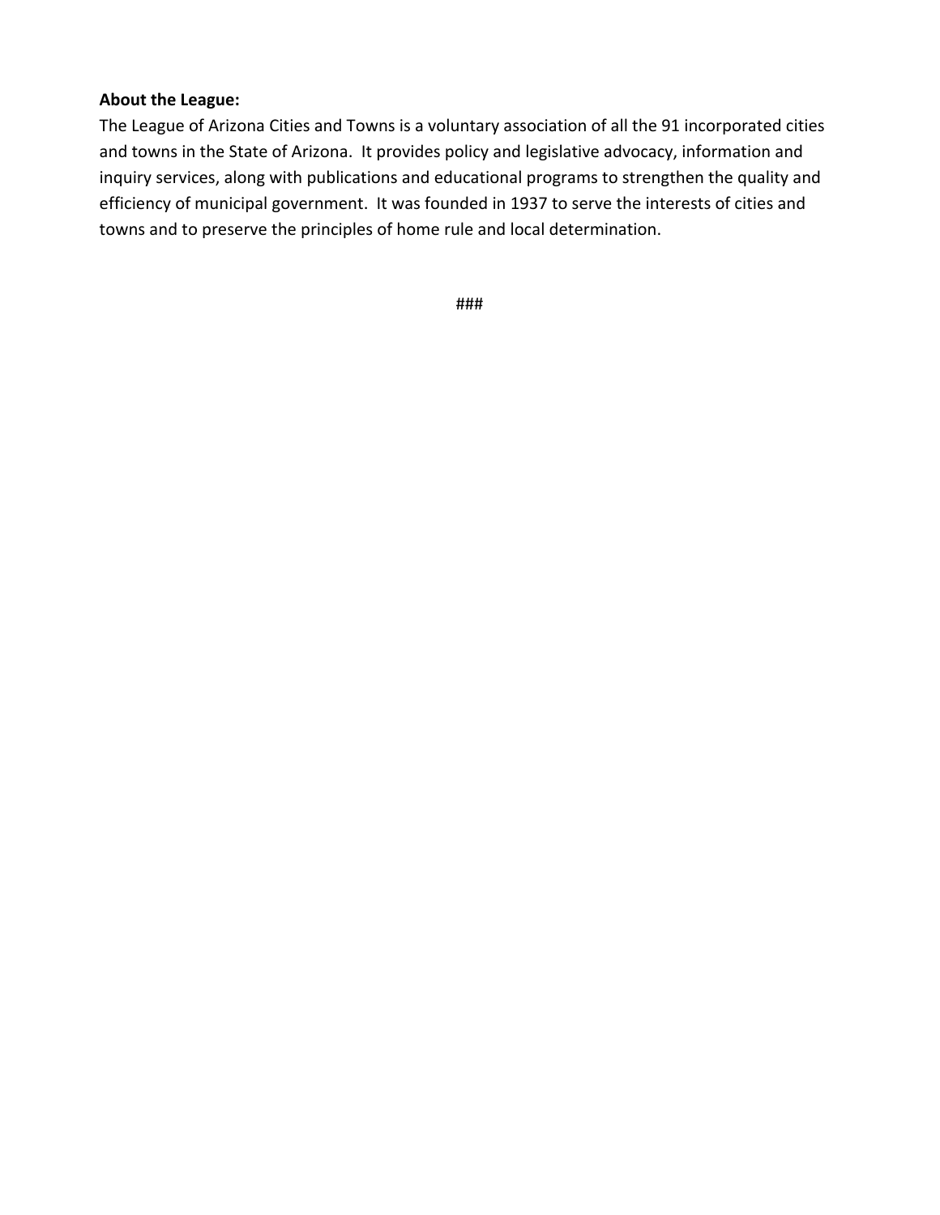**About the League:**
The League of Arizona Cities and Towns is a voluntary association of all the 91 incorporated cities and towns in the State of Arizona. It provides policy and legislative advocacy, information and inquiry services, along with publications and educational programs to strengthen the quality and efficiency of municipal government. It was founded in 1937 to serve the interests of cities and towns and to preserve the principles of home rule and local determination.

###